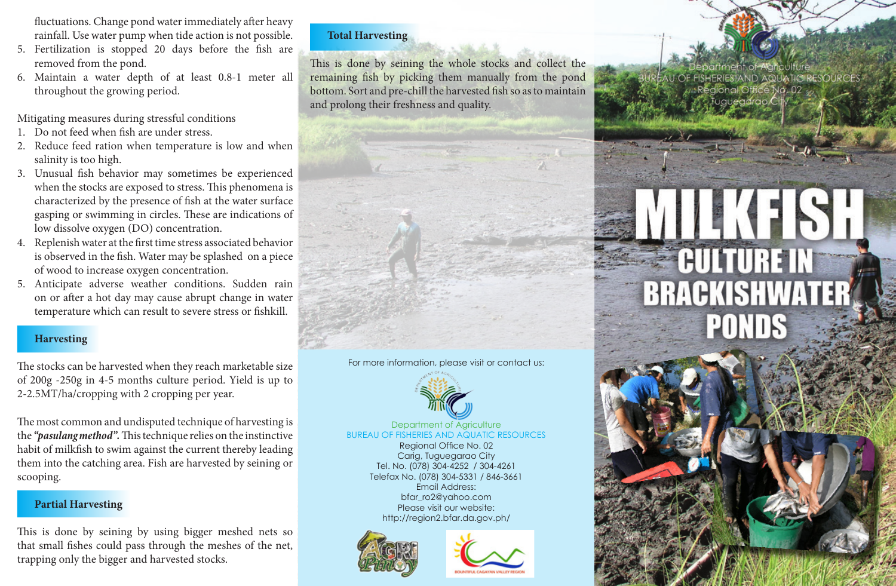fluctuations. Change pond water immediately after heavy rainfall. Use water pump when tide action is not possible.

5. Fertilization is stopped 20 days before the fish are removed from the pond.
6. Maintain a water depth of at least 0.8-1 meter all throughout the growing period.

Mitigating measures during stressful conditions

1. Do not feed when fish are under stress.
2. Reduce feed ration when temperature is low and when salinity is too high.
3. Unusual fish behavior may sometimes be experienced when the stocks are exposed to stress. This phenomena is characterized by the presence of fish at the water surface gasping or swimming in circles. These are indications of low dissolve oxygen (DO) concentration.
4. Replenish water at the first time stress associated behavior is observed in the fish. Water may be splashed on a piece of wood to increase oxygen concentration.
5. Anticipate adverse weather conditions. Sudden rain on or after a hot day may cause abrupt change in water temperature which can result to severe stress or fishkill.

## Harvesting

The stocks can be harvested when they reach marketable size of 200g -250g in 4-5 months culture period. Yield is up to 2-2.5MT/ha/cropping with 2 cropping per year.

The most common and undisputed technique of harvesting is the ***"pasulang method".*** This technique relies on the instinctive habit of milkfish to swim against the current thereby leading them into the catching area. Fish are harvested by seining or scooping.

## Partial Harvesting

This is done by seining by using bigger meshed nets so that small fishes could pass through the meshes of the net, trapping only the bigger and harvested stocks.

## Total Harvesting

This is done by seining the whole stocks and collect the remaining fish by picking them manually from the pond bottom. Sort and pre-chill the harvested fish so as to maintain and prolong their freshness and quality.

For more information, please visit or contact us:

Department of Agriculture
BUREAU OF FISHERIES AND AQUATIC RESOURCES
Regional Office No. 02
Carig, Tuguegarao City
Tel. No. (078) 304-4252 / 304-4261
Telefax No. (078) 304-5331 / 846-3661
Email Address:
bfar_ro2@yahoo.com
Please visit our website:
http://region2.bfar.da.gov.ph/

AGRI Pinoy

BOUNTIFUL CAGAYAN VALLEY REGION

Department of Agriculture
BUREAU OF FISHERIES AND AQUATIC RESOURCES
Regional Office No. 02
Tuguegarao City

# MILKFISH CULTURE IN BRACKISHWATER PONDS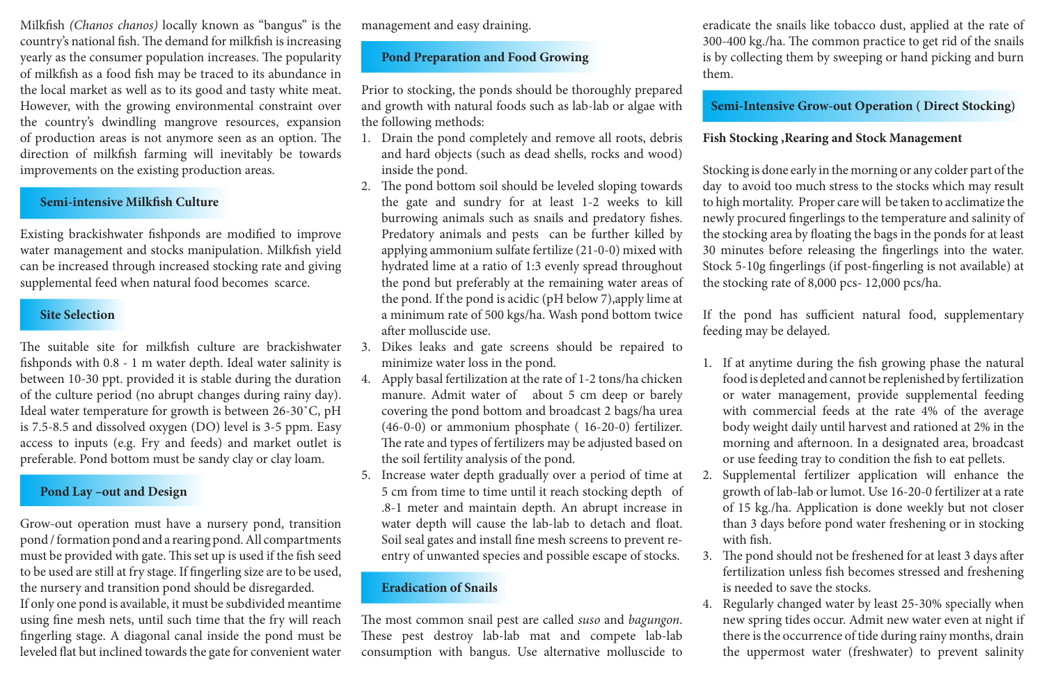Milkfish *(Chanos chanos)* locally known as "bangus" is the country's national fish. The demand for milkfish is increasing yearly as the consumer population increases. The popularity of milkfish as a food fish may be traced to its abundance in the local market as well as to its good and tasty white meat. However, with the growing environmental constraint over the country's dwindling mangrove resources, expansion of production areas is not anymore seen as an option. The direction of milkfish farming will inevitably be towards improvements on the existing production areas.

## Semi-intensive Milkfish Culture

Existing brackishwater fishponds are modified to improve water management and stocks manipulation. Milkfish yield can be increased through increased stocking rate and giving supplemental feed when natural food becomes scarce.

## Site Selection

The suitable site for milkfish culture are brackishwater fishponds with 0.8 - 1 m water depth. Ideal water salinity is between 10-30 ppt. provided it is stable during the duration of the culture period (no abrupt changes during rainy day). Ideal water temperature for growth is between 26-30˚C, pH is 7.5-8.5 and dissolved oxygen (DO) level is 3-5 ppm. Easy access to inputs (e.g. Fry and feeds) and market outlet is preferable. Pond bottom must be sandy clay or clay loam.

## Pond Lay –out and Design

Grow-out operation must have a nursery pond, transition pond / formation pond and a rearing pond. All compartments must be provided with gate. This set up is used if the fish seed to be used are still at fry stage. If fingerling size are to be used, the nursery and transition pond should be disregarded.

If only one pond is available, it must be subdivided meantime using fine mesh nets, until such time that the fry will reach fingerling stage. A diagonal canal inside the pond must be leveled flat but inclined towards the gate for convenient water management and easy draining.

## Pond Preparation and Food Growing

Prior to stocking, the ponds should be thoroughly prepared and growth with natural foods such as lab-lab or algae with the following methods:

1. Drain the pond completely and remove all roots, debris and hard objects (such as dead shells, rocks and wood) inside the pond.
2. The pond bottom soil should be leveled sloping towards the gate and sundry for at least 1-2 weeks to kill burrowing animals such as snails and predatory fishes. Predatory animals and pests can be further killed by applying ammonium sulfate fertilize (21-0-0) mixed with hydrated lime at a ratio of 1:3 evenly spread throughout the pond but preferably at the remaining water areas of the pond. If the pond is acidic (pH below 7),apply lime at a minimum rate of 500 kgs/ha. Wash pond bottom twice after molluscide use.
3. Dikes leaks and gate screens should be repaired to minimize water loss in the pond.
4. Apply basal fertilization at the rate of 1-2 tons/ha chicken manure. Admit water of about 5 cm deep or barely covering the pond bottom and broadcast 2 bags/ha urea (46-0-0) or ammonium phosphate ( 16-20-0) fertilizer. The rate and types of fertilizers may be adjusted based on the soil fertility analysis of the pond.
5. Increase water depth gradually over a period of time at 5 cm from time to time until it reach stocking depth of .8-1 meter and maintain depth. An abrupt increase in water depth will cause the lab-lab to detach and float. Soil seal gates and install fine mesh screens to prevent re-entry of unwanted species and possible escape of stocks.

## Eradication of Snails

The most common snail pest are called *suso* and *bagungon*. These pest destroy lab-lab mat and compete lab-lab consumption with bangus. Use alternative molluscide to eradicate the snails like tobacco dust, applied at the rate of 300-400 kg./ha. The common practice to get rid of the snails is by collecting them by sweeping or hand picking and burn them.

## Semi-Intensive Grow-out Operation ( Direct Stocking)

**Fish Stocking ,Rearing and Stock Management**

Stocking is done early in the morning or any colder part of the day to avoid too much stress to the stocks which may result to high mortality. Proper care will be taken to acclimatize the newly procured fingerlings to the temperature and salinity of the stocking area by floating the bags in the ponds for at least 30 minutes before releasing the fingerlings into the water. Stock 5-10g fingerlings (if post-fingerling is not available) at the stocking rate of 8,000 pcs- 12,000 pcs/ha.

If the pond has sufficient natural food, supplementary feeding may be delayed.

1. If at anytime during the fish growing phase the natural food is depleted and cannot be replenished by fertilization or water management, provide supplemental feeding with commercial feeds at the rate 4% of the average body weight daily until harvest and rationed at 2% in the morning and afternoon. In a designated area, broadcast or use feeding tray to condition the fish to eat pellets.
2. Supplemental fertilizer application will enhance the growth of lab-lab or lumot. Use 16-20-0 fertilizer at a rate of 15 kg./ha. Application is done weekly but not closer than 3 days before pond water freshening or in stocking with fish.
3. The pond should not be freshened for at least 3 days after fertilization unless fish becomes stressed and freshening is needed to save the stocks.
4. Regularly changed water by least 25-30% specially when new spring tides occur. Admit new water even at night if there is the occurrence of tide during rainy months, drain the uppermost water (freshwater) to prevent salinity